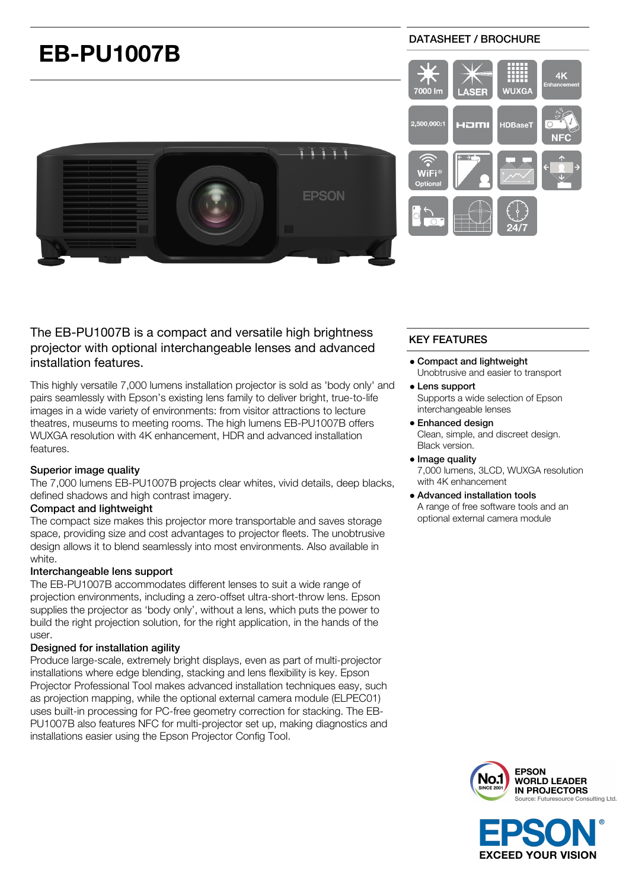# EB-PU1007B

DATASHEET / BROCHURE

7000 lm | LASER | WUXGA | 4K Enhancement | 2,500,000:1 | HDMI | HDBaseT | NFC | WiFi® Optional | 24/7

## The EB-PU1007B is a compact and versatile high brightness projector with optional interchangeable lenses and advanced installation features.

This highly versatile 7,000 lumens installation projector is sold as 'body only' and pairs seamlessly with Epson's existing lens family to deliver bright, true-to-life images in a wide variety of environments: from visitor attractions to lecture theatres, museums to meeting rooms. The high lumens EB-PU1007B offers WUXGA resolution with 4K enhancement, HDR and advanced installation features.

### Superior image quality

The 7,000 lumens EB-PU1007B projects clear whites, vivid details, deep blacks, defined shadows and high contrast imagery.

### Compact and lightweight

The compact size makes this projector more transportable and saves storage space, providing size and cost advantages to projector fleets. The unobtrusive design allows it to blend seamlessly into most environments. Also available in white.

### Interchangeable lens support

The EB-PU1007B accommodates different lenses to suit a wide range of projection environments, including a zero-offset ultra-short-throw lens. Epson supplies the projector as 'body only', without a lens, which puts the power to build the right projection solution, for the right application, in the hands of the user.

### Designed for installation agility

Produce large-scale, extremely bright displays, even as part of multi-projector installations where edge blending, stacking and lens flexibility is key. Epson Projector Professional Tool makes advanced installation techniques easy, such as projection mapping, while the optional external camera module (ELPEC01) uses built-in processing for PC-free geometry correction for stacking. The EB-PU1007B also features NFC for multi-projector set up, making diagnostics and installations easier using the Epson Projector Config Tool.

## KEY FEATURES

- **Compact and lightweight**
  Unobtrusive and easier to transport
- **Lens support**
  Supports a wide selection of Epson interchangeable lenses
- **Enhanced design**
  Clean, simple, and discreet design. Black version.
- **Image quality**
  7,000 lumens, 3LCD, WUXGA resolution with 4K enhancement
- **Advanced installation tools**
  A range of free software tools and an optional external camera module

No.1 SINCE 2001 EPSON WORLD LEADER IN PROJECTORS
Source: Futuresource Consulting Ltd.

EPSON® EXCEED YOUR VISION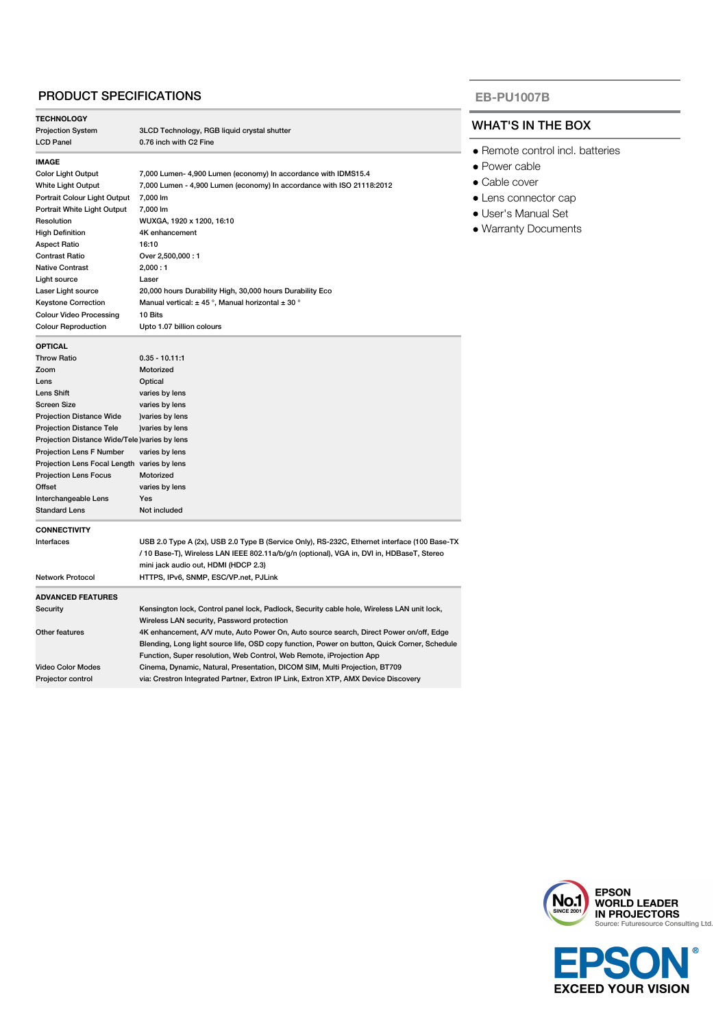## PRODUCT SPECIFICATIONS

| **TECHNOLOGY** | |
|---|---|
| Projection System | 3LCD Technology, RGB liquid crystal shutter |
| LCD Panel | 0.76 inch with C2 Fine |
| **IMAGE** | |
| Color Light Output | 7,000 Lumen- 4,900 Lumen (economy) In accordance with IDMS15.4 |
| White Light Output | 7,000 Lumen - 4,900 Lumen (economy) In accordance with ISO 21118:2012 |
| Portrait Colour Light Output | 7,000 lm |
| Portrait White Light Output | 7,000 lm |
| Resolution | WUXGA, 1920 x 1200, 16:10 |
| High Definition | 4K enhancement |
| Aspect Ratio | 16:10 |
| Contrast Ratio | Over 2,500,000 : 1 |
| Native Contrast | 2,000 : 1 |
| Light source | Laser |
| Laser Light source | 20,000 hours Durability High, 30,000 hours Durability Eco |
| Keystone Correction | Manual vertical: ± 45 °, Manual horizontal ± 30 ° |
| Colour Video Processing | 10 Bits |
| Colour Reproduction | Upto 1.07 billion colours |
| **OPTICAL** | |
| Throw Ratio | 0.35 - 10.11:1 |
| Zoom | Motorized |
| Lens | Optical |
| Lens Shift | varies by lens |
| Screen Size | varies by lens |
| Projection Distance Wide | )varies by lens |
| Projection Distance Tele | )varies by lens |
| Projection Distance Wide/Tele | )varies by lens |
| Projection Lens F Number | varies by lens |
| Projection Lens Focal Length | varies by lens |
| Projection Lens Focus | Motorized |
| Offset | varies by lens |
| Interchangeable Lens | Yes |
| Standard Lens | Not included |
| **CONNECTIVITY** | |
| Interfaces | USB 2.0 Type A (2x), USB 2.0 Type B (Service Only), RS-232C, Ethernet interface (100 Base-TX / 10 Base-T), Wireless LAN IEEE 802.11a/b/g/n (optional), VGA in, DVI in, HDBaseT, Stereo mini jack audio out, HDMI (HDCP 2.3) |
| Network Protocol | HTTPS, IPv6, SNMP, ESC/VP.net, PJLink |
| **ADVANCED FEATURES** | |
| Security | Kensington lock, Control panel lock, Padlock, Security cable hole, Wireless LAN unit lock, Wireless LAN security, Password protection |
| Other features | 4K enhancement, A/V mute, Auto Power On, Auto source search, Direct Power on/off, Edge Blending, Long light source life, OSD copy function, Power on button, Quick Corner, Schedule Function, Super resolution, Web Control, Web Remote, iProjection App |
| Video Color Modes | Cinema, Dynamic, Natural, Presentation, DICOM SIM, Multi Projection, BT709 |
| Projector control | via: Crestron Integrated Partner, Extron IP Link, Extron XTP, AMX Device Discovery |

## EB-PU1007B

### WHAT'S IN THE BOX

- Remote control incl. batteries
- Power cable
- Cable cover
- Lens connector cap
- User's Manual Set
- Warranty Documents

No.1 SINCE 2001

**EPSON WORLD LEADER IN PROJECTORS**

Source: Futuresource Consulting Ltd.

EPSON®

EXCEED YOUR VISION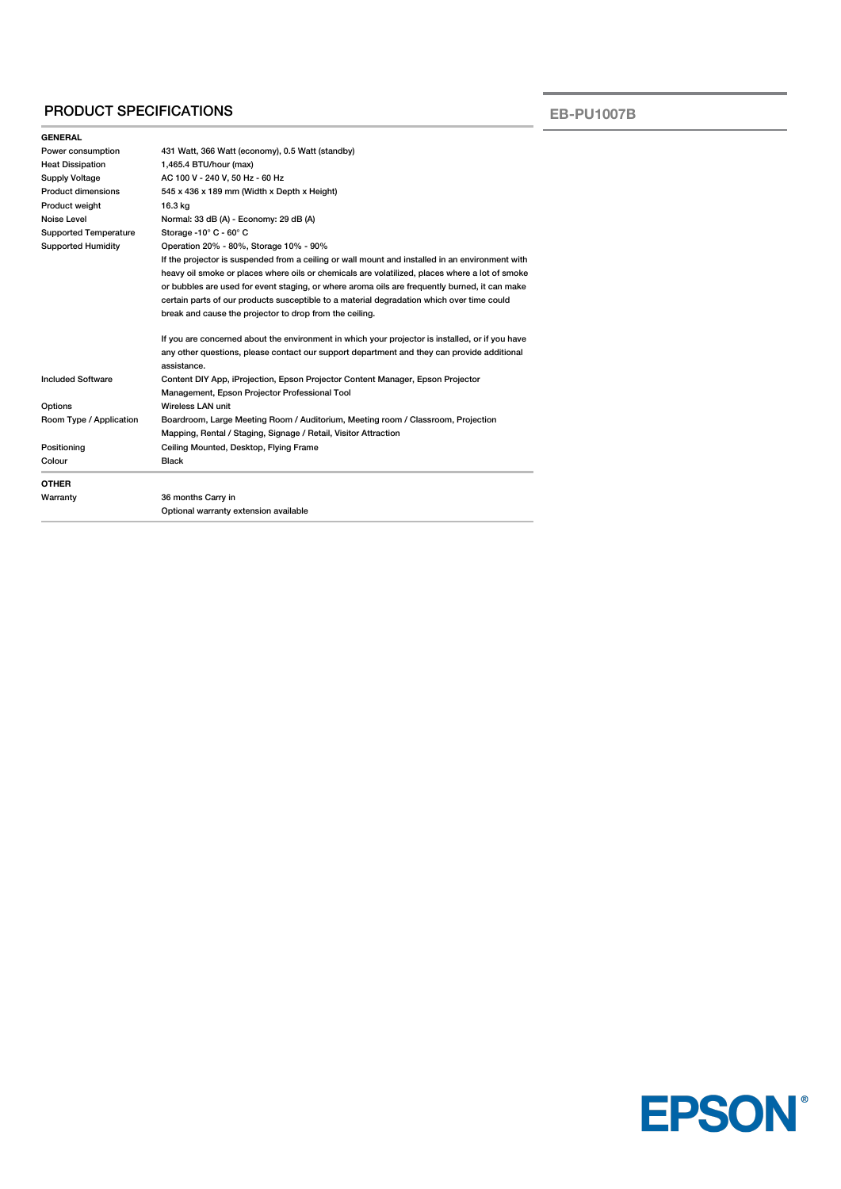## PRODUCT SPECIFICATIONS

**EB-PU1007B**

| **GENERAL** | |
|---|---|
| Power consumption | 431 Watt, 366 Watt (economy), 0.5 Watt (standby) |
| Heat Dissipation | 1,465.4 BTU/hour (max) |
| Supply Voltage | AC 100 V - 240 V, 50 Hz - 60 Hz |
| Product dimensions | 545 x 436 x 189 mm (Width x Depth x Height) |
| Product weight | 16.3 kg |
| Noise Level | Normal: 33 dB (A) - Economy: 29 dB (A) |
| Supported Temperature | Storage -10° C - 60° C |
| Supported Humidity | Operation 20% - 80%, Storage 10% - 90%<br>If the projector is suspended from a ceiling or wall mount and installed in an environment with heavy oil smoke or places where oils or chemicals are volatilized, places where a lot of smoke or bubbles are used for event staging, or where aroma oils are frequently burned, it can make certain parts of our products susceptible to a material degradation which over time could break and cause the projector to drop from the ceiling.<br><br>If you are concerned about the environment in which your projector is installed, or if you have any other questions, please contact our support department and they can provide additional assistance. |
| Included Software | Content DIY App, iProjection, Epson Projector Content Manager, Epson Projector Management, Epson Projector Professional Tool |
| Options | Wireless LAN unit |
| Room Type / Application | Boardroom, Large Meeting Room / Auditorium, Meeting room / Classroom, Projection Mapping, Rental / Staging, Signage / Retail, Visitor Attraction |
| Positioning | Ceiling Mounted, Desktop, Flying Frame |
| Colour | Black |

| **OTHER** | |
|---|---|
| Warranty | 36 months Carry in<br>Optional warranty extension available |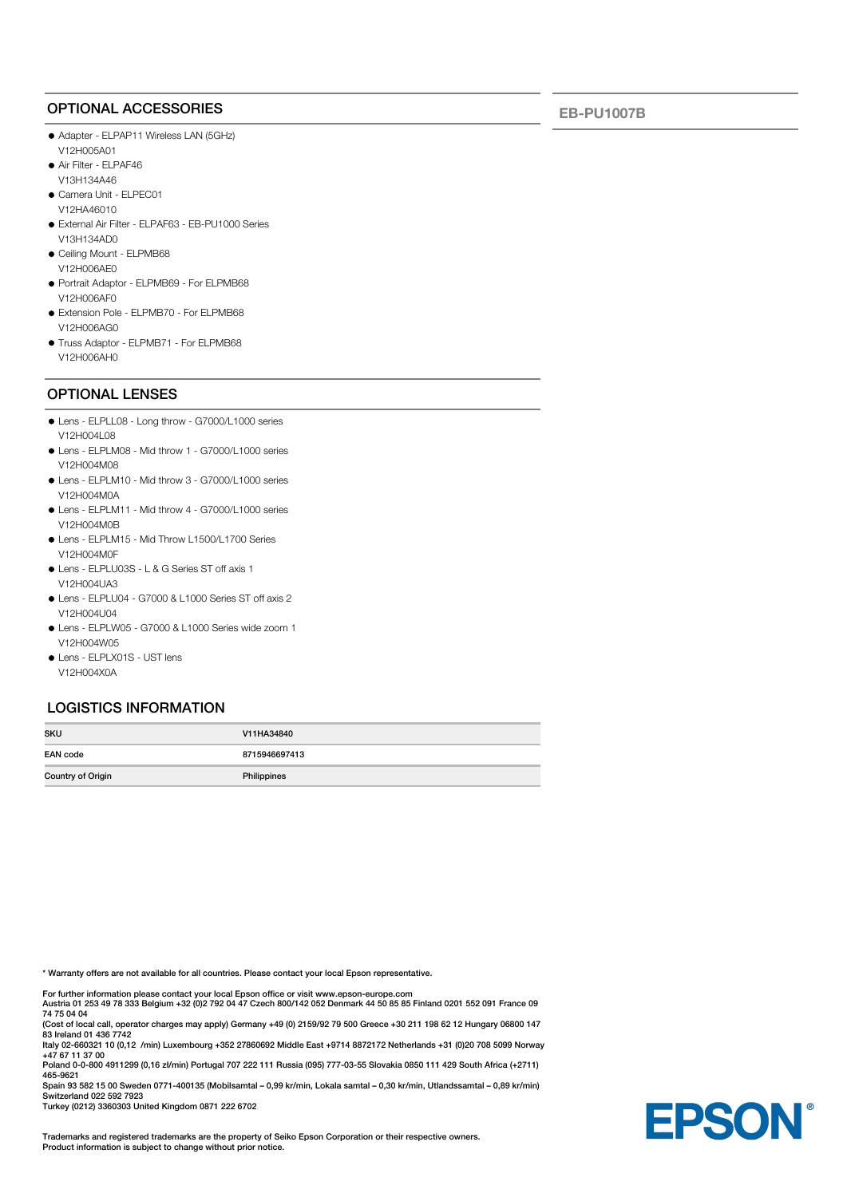## OPTIONAL ACCESSORIES

## EB-PU1007B

- Adapter - ELPAP11 Wireless LAN (5GHz)
  V12H005A01
- Air Filter - ELPAF46
  V13H134A46
- Camera Unit - ELPEC01
  V12HA46010
- External Air Filter - ELPAF63 - EB-PU1000 Series
  V13H134AD0
- Ceiling Mount - ELPMB68
  V12H006AE0
- Portrait Adaptor - ELPMB69 - For ELPMB68
  V12H006AF0
- Extension Pole - ELPMB70 - For ELPMB68
  V12H006AG0
- Truss Adaptor - ELPMB71 - For ELPMB68
  V12H006AH0

## OPTIONAL LENSES

- Lens - ELPLL08 - Long throw - G7000/L1000 series
  V12H004L08
- Lens - ELPLM08 - Mid throw 1 - G7000/L1000 series
  V12H004M08
- Lens - ELPLM10 - Mid throw 3 - G7000/L1000 series
  V12H004M0A
- Lens - ELPLM11 - Mid throw 4 - G7000/L1000 series
  V12H004M0B
- Lens - ELPLM15 - Mid Throw L1500/L1700 Series
  V12H004M0F
- Lens - ELPLU03S - L & G Series ST off axis 1
  V12H004UA3
- Lens - ELPLU04 - G7000 & L1000 Series ST off axis 2
  V12H004U04
- Lens - ELPLW05 - G7000 & L1000 Series wide zoom 1
  V12H004W05
- Lens - ELPLX01S - UST lens
  V12H004X0A

## LOGISTICS INFORMATION

| | |
|---|---|
| SKU | V11HA34840 |
| EAN code | 8715946697413 |
| Country of Origin | Philippines |

* Warranty offers are not available for all countries. Please contact your local Epson representative.

For further information please contact your local Epson office or visit www.epson-europe.com
Austria 01 253 49 78 333 Belgium +32 (0)2 792 04 47 Czech 800/142 052 Denmark 44 50 85 85 Finland 0201 552 091 France 09 74 75 04 04
(Cost of local call, operator charges may apply) Germany +49 (0) 2159/92 79 500 Greece +30 211 198 62 12 Hungary 06800 147 83 Ireland 01 436 7742
Italy 02-660321 10 (0,12 /min) Luxembourg +352 27860692 Middle East +9714 8872172 Netherlands +31 (0)20 708 5099 Norway +47 67 11 37 00
Poland 0-0-800 4911299 (0,16 zł/min) Portugal 707 222 111 Russia (095) 777-03-55 Slovakia 0850 111 429 South Africa (+2711) 465-9621
Spain 93 582 15 00 Sweden 0771-400135 (Mobilsamtal – 0,99 kr/min, Lokala samtal – 0,30 kr/min, Utlandssamtal – 0,89 kr/min) Switzerland 022 592 7923
Turkey (0212) 3360303 United Kingdom 0871 222 6702

Trademarks and registered trademarks are the property of Seiko Epson Corporation or their respective owners.
Product information is subject to change without prior notice.

EPSON®